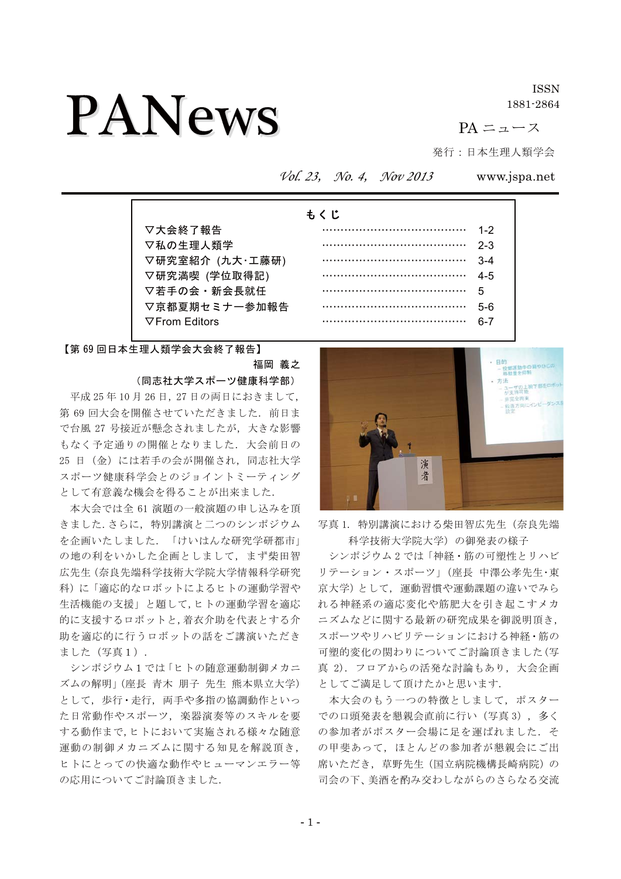# PANews

ISSN
1881-2864

PA ニュース

発行：日本生理人類学会

*Vol. 23, No. 4, Nov 2013*　www.jspa.net

**もくじ**

| | |
|---|---|
| ▽大会終了報告 | 1-2 |
| ▽私の生理人類学 | 2-3 |
| ▽研究室紹介 (九大･工藤研) | 3-4 |
| ▽研究満喫 (学位取得記) | 4-5 |
| ▽若手の会・新会長就任 | 5 |
| ▽京都夏期セミナー参加報告 | 5-6 |
| ▽From Editors | 6-7 |

## 【第 69 回日本生理人類学会大会終了報告】

福岡 義之
（同志社大学スポーツ健康科学部）

平成 25 年 10 月 26 日，27 日の両日におきまして，第 69 回大会を開催させていただきました．前日まで台風 27 号接近が懸念されましたが，大きな影響もなく予定通りの開催となりました．大会前日の 25 日（金）には若手の会が開催され，同志社大学スポーツ健康科学会とのジョイントミーティングとして有意義な機会を得ることが出来ました．

本大会では全 61 演題の一般演題の申し込みを頂きました．さらに，特別講演と二つのシンポジウムを企画いたしました．「けいはんな研究学研都市」の地の利をいかした企画としまして，まず柴田智広先生（奈良先端科学技術大学院大学情報科学研究科）に「適応的なロボットによるヒトの運動学習や生活機能の支援」と題して，ヒトの運動学習を適応的に支援するロボットと，着衣介助を代表とする介助を適応的に行うロボットの話をご講演いただきました（写真１）．

シンポジウム１では「ヒトの随意運動制御メカニズムの解明」(座長 青木 朋子 先生 熊本県立大学）として，歩行・走行，両手や多指の協調動作といった日常動作やスポーツ，楽器演奏等のスキルを要する動作まで，ヒトにおいて実施される様々な随意運動の制御メカニズムに関する知見を解説頂き，ヒトにとっての快適な動作やヒューマンエラー等の応用についてご討論頂きました．

写真 1．特別講演における柴田智広先生（奈良先端科学技術大学院大学）の御発表の様子

シンポジウム 2 では「神経・筋の可塑性とリハビリテーション・スポーツ」(座長 中澤公孝先生･東京大学）として，運動習慣や運動課題の違いでみられる神経系の適応変化や筋肥大を引き起こすメカニズムなどに関する最新の研究成果を御説明頂き，スポーツやリハビリテーションにおける神経・筋の可塑的変化の関わりについてご討論頂きました(写真 2)．フロアからの活発な討論もあり，大会企画としてご満足して頂けたかと思います．

本大会のもう一つの特徴としまして，ポスターでの口頭発表を懇親会直前に行い（写真 3），多くの参加者がポスター会場に足を運ばれました．その甲斐あって，ほとんどの参加者が懇親会にご出席いただき，草野先生（国立病院機構長崎病院）の司会の下、美酒を酌み交わしながらのさらなる交流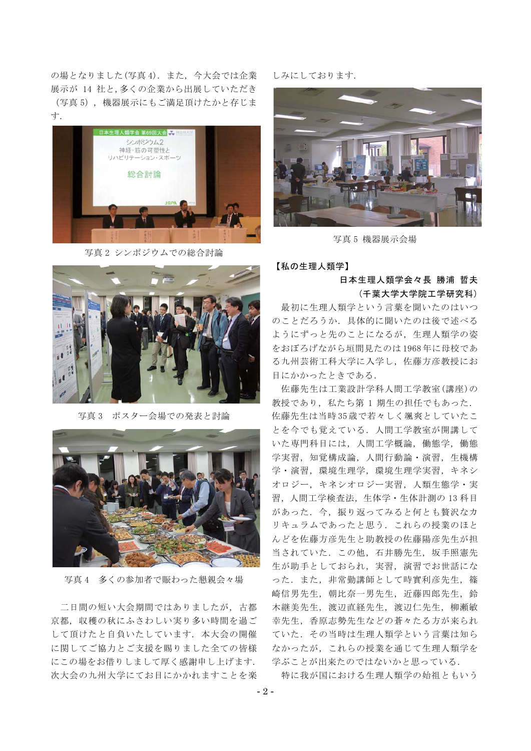の場となりました（写真 4）．また，今大会では企業展示が 14 社と,多くの企業から出展していただき（写真 5），機器展示にもご満足頂けたかと存じます．

写真 2 シンポジウムでの総合討論

写真 3　ポスター会場での発表と討論

写真 4　多くの参加者で賑わった懇親会々場

二日間の短い大会期間ではありましたが，古都京都，収穫の秋にふさわしい実り多い時間を過ごして頂けたと自負いたしています．本大会の開催に関してご協力とご支援を賜りました全ての皆様にこの場をお借りしまして厚く感謝申し上げます．次大会の九州大学にてお目にかかれますことを楽しみにしております．

写真 5 機器展示会場

**【私の生理人類学】**

**日本生理人類学会々長　勝浦 哲夫**
**（千葉大学大学院工学研究科）**

最初に生理人類学という言葉を聞いたのはいつのことだろうか．具体的に聞いたのは後で述べるようにずっと先のことになるが，生理人類学の姿をおぼろげながら垣間見たのは1968年に母校である九州芸術工科大学に入学し，佐藤方彦教授にお目にかかったときである．

佐藤先生は工業設計学科人間工学教室(講座)の教授であり，私たち第 1 期生の担任でもあった．佐藤先生は当時35歳で若々しく颯爽としていたことを今でも覚えている．人間工学教室が開講していた専門科目には，人間工学概論，働態学，働態学実習，知覚構成論，人間行動論・演習，生機構学・演習，環境生理学，環境生理学実習，キネシオロジー，キネシオロジー実習，人類生態学・実習，人間工学検査法，生体学・生体計測の 13 科目があった．今，振り返ってみると何とも贅沢なカリキュラムであったと思う．これらの授業のほとんどを佐藤方彦先生と助教授の佐藤陽彦先生が担当されていた．この他，石井勝先生，坂手照憲先生が助手としておられ，実習，演習でお世話になった．また，非常勤講師として時實利彦先生，篠崎信男先生，朝比奈一男先生，近藤四郎先生，鈴木継美先生，渡辺直経先生，渡辺仁先生，柳瀬敏幸先生，香原志勢先生などの蒼々たる方が来られていた．その当時は生理人類学という言葉は知らなかったが，これらの授業を通じて生理人類学を学ぶことが出来たのではないかと思っている．

特に我が国における生理人類学の始祖ともいう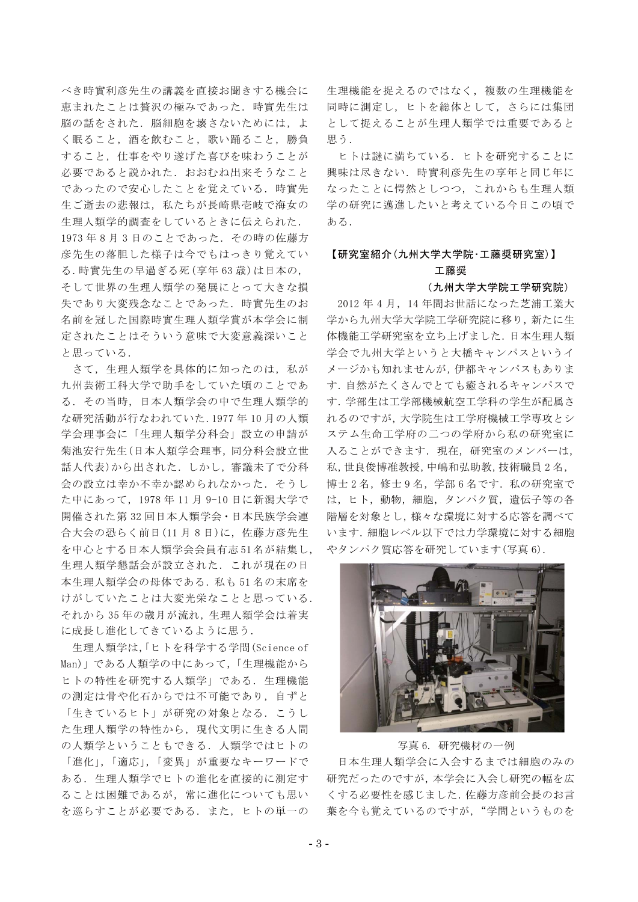べき時實利彦先生の講義を直接お聞きする機会に恵まれたことは贅沢の極みであった．時實先生は脳の話をされた．脳細胞を壊さないためには，よく眠ること，酒を飲むこと，歌い踊ること，勝負すること，仕事をやり遂げた喜びを味わうことが必要であると説かれた．おおむね出来そうなことであったので安心したことを覚えている．時實先生ご逝去の悲報は，私たちが長崎県壱岐で海女の生理人類学的調査をしているときに伝えられた．1973 年 8 月 3 日のことであった．その時の佐藤方彦先生の落胆した様子は今でもはっきり覚えている．時實先生の早過ぎる死(享年 63 歳)は日本の，そして世界の生理人類学の発展にとって大きな損失であり大変残念なことであった．時實先生のお名前を冠した国際時實生理人類学賞が本学会に制定されたことはそういう意味で大変意義深いことと思っている．

さて，生理人類学を具体的に知ったのは，私が九州芸術工科大学で助手をしていた頃のことである．その当時，日本人類学会の中で生理人類学的な研究活動が行なわれていた．1977 年 10 月の人類学会理事会に「生理人類学分科会」設立の申請が菊池安行先生(日本人類学会理事，同分科会設立世話人代表)から出された．しかし，審議未了で分科会の設立は幸か不幸か認められなかった．そうした中にあって，1978 年 11 月 9-10 日に新潟大学で開催された第 32 回日本人類学会・日本民族学会連合大会の恐らく前日(11 月 8 日)に，佐藤方彦先生を中心とする日本人類学会会員有志 51 名が結集し，生理人類学懇話会が設立された．これが現在の日本生理人類学会の母体である．私も 51 名の末席をけがしていたことは大変光栄なことと思っている．それから 35 年の歳月が流れ，生理人類学会は着実に成長し進化してきているように思う．

生理人類学は,「ヒトを科学する学問(Science of Man)」である人類学の中にあって,「生理機能からヒトの特性を研究する人類学」である．生理機能の測定は骨や化石からでは不可能であり，自ずと「生きているヒト」が研究の対象となる．こうした生理人類学の特性から，現代文明に生きる人間の人類学ということもできる．人類学ではヒトの「進化」,「適応」,「変異」が重要なキーワードである．生理人類学でヒトの進化を直接的に測定することは困難であるが，常に進化についても思いを巡らすことが必要である．また，ヒトの単一の生理機能を捉えるのではなく，複数の生理機能を同時に測定し，ヒトを総体として，さらには集団として捉えることが生理人類学では重要であると思う．

ヒトは謎に満ちている．ヒトを研究することに興味は尽きない．時實利彦先生の享年と同じ年になったことに愕然としつつ，これからも生理人類学の研究に邁進したいと考えている今日この頃である．

## 【研究室紹介(九州大学大学院·工藤奨研究室)】

**工藤奨**

**（九州大学大学院工学研究院）**

2012 年 4 月，14 年間お世話になった芝浦工業大学から九州大学大学院工学研究院に移り，新たに生体機能工学研究室を立ち上げました．日本生理人類学会で九州大学というと大橋キャンパスというイメージかも知れませんが，伊都キャンパスもあります．自然がたくさんでとても癒されるキャンパスです．学部生は工学部機械航空工学科の学生が配属されるのですが，大学院生は工学府機械工学専攻とシステム生命工学府の二つの学府から私の研究室に入ることができます．現在，研究室のメンバーは，私，世良俊博准教授，中嶋和弘助教，技術職員 2 名，博士 2 名，修士 9 名，学部 6 名です．私の研究室では，ヒト，動物，細胞，タンパク質，遺伝子等の各階層を対象とし，様々な環境に対する応答を調べています．細胞レベル以下では力学環境に対する細胞やタンパク質応答を研究しています(写真 6)．

写真 6．研究機材の一例

日本生理人類学会に入会するまでは細胞のみの研究だったのですが，本学会に入会し研究の幅を広くする必要性を感じました．佐藤方彦前会長のお言葉を今も覚えているのですが，“学問というものを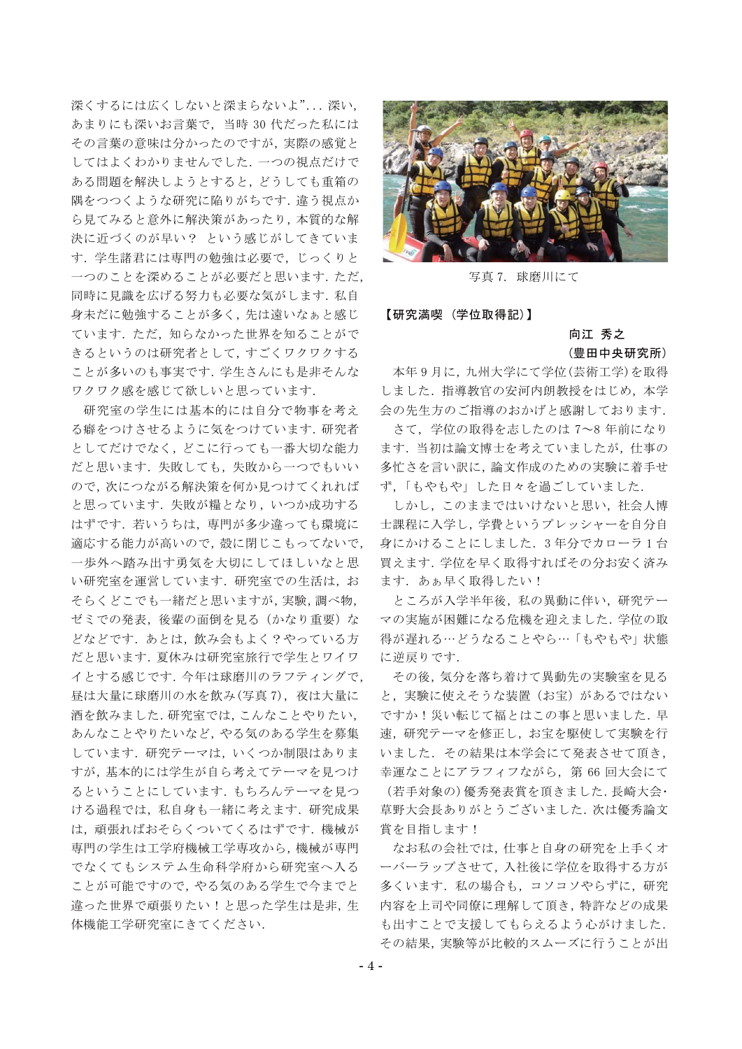深くするには広くしないと深まらないよ”... 深い，あまりにも深いお言葉で，当時 30 代だった私にはその言葉の意味は分かったのですが，実際の感覚としてはよくわかりませんでした．一つの視点だけである問題を解決しようとすると，どうしても重箱の隅をつつくような研究に陥りがちです．違う視点から見てみると意外に解決策があったり，本質的な解決に近づくのが早い？ という感じがしてきています．学生諸君には専門の勉強は必要で，じっくりと一つのことを深めることが必要だと思います．ただ，同時に見識を広げる努力も必要な気がします．私自身未だに勉強することが多く，先は遠いなぁと感じています．ただ，知らなかった世界を知ることができるというのは研究者として，すごくワクワクすることが多いのも事実です．学生さんにも是非そんなワクワク感を感じて欲しいと思っています．

研究室の学生には基本的には自分で物事を考える癖をつけさせるように気をつけています．研究者としてだけでなく，どこに行っても一番大切な能力だと思います．失敗しても，失敗から一つでもいいので，次につながる解決策を何か見つけてくれればと思っています．失敗が糧となり，いつか成功するはずです．若いうちは，専門が多少違っても環境に適応する能力が高いので，殻に閉じこもってないで，一歩外へ踏み出す勇気を大切にしてほしいなと思い研究室を運営しています．研究室での生活は，おそらくどこでも一緒だと思いますが，実験，調べ物，ゼミでの発表，後輩の面倒を見る（かなり重要）などなどです．あとは，飲み会もよく？やっている方だと思います．夏休みは研究室旅行で学生とワイワイとする感じです．今年は球磨川のラフティングで，昼は大量に球磨川の水を飲み(写真 7)，夜は大量に酒を飲みました．研究室では，こんなことやりたい，あんなことやりたいなど，やる気のある学生を募集しています．研究テーマは，いくつか制限はありますが，基本的には学生が自ら考えてテーマを見つけるということにしています．もちろんテーマを見つける過程では，私自身も一緒に考えます．研究成果は，頑張ればおそらくついてくるはずです．機械が専門の学生は工学府機械工学専攻から，機械が専門でなくてもシステム生命科学府から研究室へ入ることが可能ですので，やる気のある学生で今までと違った世界で頑張りたい！と思った学生は是非，生体機能工学研究室にきてください．

写真 7．球磨川にて

## 【研究満喫（学位取得記）】

**向江 秀之**
**（豊田中央研究所）**

本年 9 月に，九州大学にて学位(芸術工学)を取得しました．指導教官の安河内朗教授をはじめ，本学会の先生方のご指導のおかげと感謝しております．

さて，学位の取得を志したのは 7～8 年前になります．当初は論文博士を考えていましたが，仕事の多忙さを言い訳に，論文作成のための実験に着手せず，「もやもや」した日々を過ごしていました．

しかし，このままではいけないと思い，社会人博士課程に入学し，学費というプレッシャーを自分自身にかけることにしました．3 年分でカローラ 1 台買えます．学位を早く取得すればその分お安く済みます．あぁ早く取得したい！

ところが入学半年後，私の異動に伴い，研究テーマの実施が困難になる危機を迎えました．学位の取得が遅れる…どうなることやら…「もやもや」状態に逆戻りです．

その後，気分を落ち着けて異動先の実験室を見ると，実験に使えそうな装置（お宝）があるではないですか！災い転じて福とはこの事と思いました．早速，研究テーマを修正し，お宝を駆使して実験を行いました．その結果は本学会にて発表させて頂き，幸運なことにアラフィフながら，第 66 回大会にて（若手対象の）優秀発表賞を頂きました．長崎大会・草野大会長ありがとうございました．次は優秀論文賞を目指します！

なお私の会社では，仕事と自身の研究を上手くオーバーラップさせて，入社後に学位を取得する方が多くいます．私の場合も，コソコソやらずに，研究内容を上司や同僚に理解して頂き，特許などの成果も出すことで支援してもらえるよう心がけました．その結果，実験等が比較的スムーズに行うことが出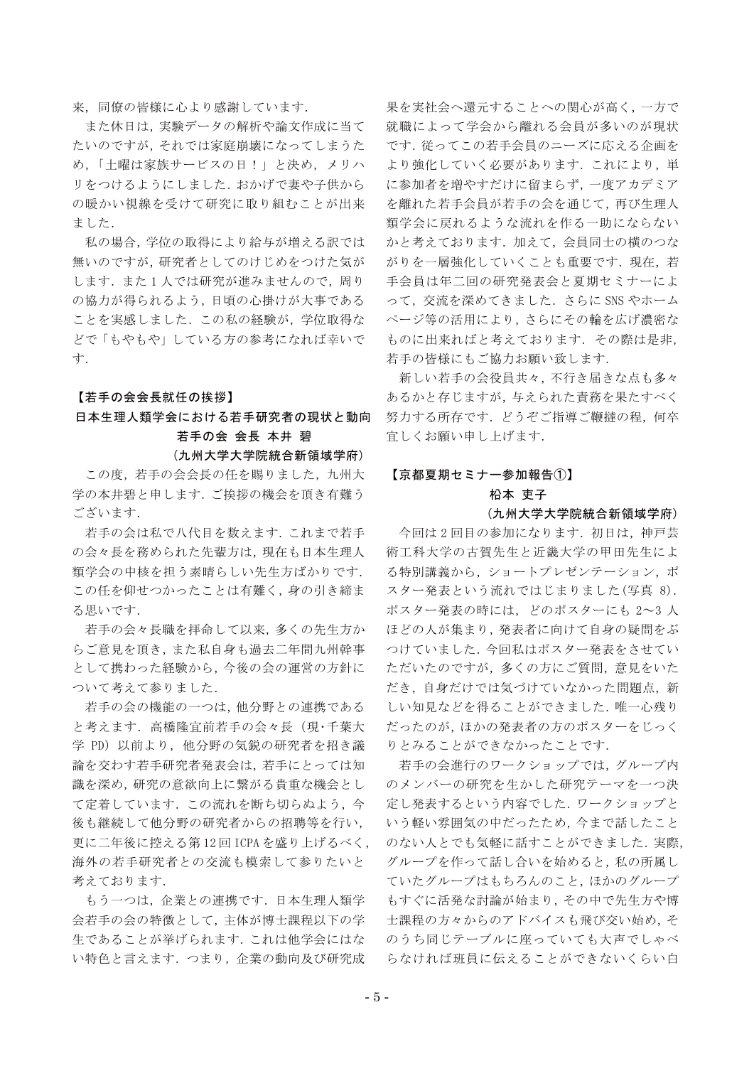来，同僚の皆様に心より感謝しています．

また休日は，実験データの解析や論文作成に当てたいのですが，それでは家庭崩壊になってしまうため，「土曜は家族サービスの日！」と決め，メリハリをつけるようにしました．おかげで妻や子供からの暖かい視線を受けて研究に取り組むことが出来ました．

私の場合，学位の取得により給与が増える訳では無いのですが，研究者としてのけじめをつけた気がします．また1人では研究が進みませんので，周りの協力が得られるよう，日頃の心掛けが大事であることを実感しました．この私の経験が，学位取得などで「もやもや」している方の参考になれば幸いです．

## 【若手の会会長就任の挨拶】

### 日本生理人類学会における若手研究者の現状と動向

**若手の会 会長 本井 碧**

**（九州大学大学院統合新領域学府）**

この度，若手の会会長の任を賜りました，九州大学の本井碧と申します．ご挨拶の機会を頂き有難うございます．

若手の会は私で八代目を数えます．これまで若手の会々長を務められた先輩方は，現在も日本生理人類学会の中核を担う素晴らしい先生方ばかりです．この任を仰せつかったことは有難く，身の引き締まる思いです．

若手の会々長職を拝命して以来，多くの先生方からご意見を頂き，また私自身も過去二年間九州幹事として携わった経験から，今後の会の運営の方針について考えて参りました．

若手の会の機能の一つは，他分野との連携であると考えます．高橋隆宜前若手の会々長（現･千葉大学 PD）以前より，他分野の気鋭の研究者を招き議論を交わす若手研究者発表会は，若手にとっては知識を深め，研究の意欲向上に繋がる貴重な機会として定着しています．この流れを断ち切らぬよう，今後も継続して他分野の研究者からの招聘等を行い，更に二年後に控える第12回ICPAを盛り上げるべく，海外の若手研究者との交流も模索して参りたいと考えております．

もう一つは，企業との連携です．日本生理人類学会若手の会の特徴として，主体が博士課程以下の学生であることが挙げられます．これは他学会にはない特色と言えます．つまり，企業の動向及び研究成果を実社会へ還元することへの関心が高く，一方で就職によって学会から離れる会員が多いのが現状です．従ってこの若手会員のニーズに応える企画をより強化していく必要があります．これにより，単に参加者を増やすだけに留まらず，一度アカデミアを離れた若手会員が若手の会を通じて，再び生理人類学会に戻れるような流れを作る一助にならないかと考えております．加えて，会員同士の横のつながりを一層強化していくことも重要です．現在，若手会員は年二回の研究発表会と夏期セミナーによって，交流を深めてきました．さらにSNSやホームページ等の活用により，さらにその輪を広げ濃密なものに出来ればと考えております．その際は是非，若手の皆様にもご協力お願い致します．

新しい若手の会役員共々，不行き届きな点も多々あるかと存じますが，与えられた責務を果たすべく努力する所存です．どうぞご指導ご鞭撻の程，何卒宜しくお願い申し上げます．

## 【京都夏期セミナー参加報告①】

**松本 吏子**

**（九州大学大学院統合新領域学府）**

今回は2回目の参加になります．初日は，神戸芸術工科大学の古賀先生と近畿大学の甲田先生による特別講義から，ショートプレゼンテーション，ポスター発表という流れではじまりました(写真 8)．ポスター発表の時には，どのポスターにも 2〜3 人ほどの人が集まり，発表者に向けて自身の疑問をぶつけていました．今回私はポスター発表をさせていただいたのですが，多くの方にご質問，意見をいただき，自身だけでは気づけていなかった問題点，新しい知見などを得ることができました．唯一心残りだったのが，ほかの発表者の方のポスターをじっくりとみることができなかったことです．

若手の会進行のワークショップでは，グループ内のメンバーの研究を生かした研究テーマを一つ決定し発表するという内容でした．ワークショップという軽い雰囲気の中だったため，今まで話したことのない人とでも気軽に話すことができました．実際，グループを作って話し合いを始めると，私の所属していたグループはもちろんのこと，ほかのグループもすぐに活発な討論が始まり，その中で先生方や博士課程の方々からのアドバイスも飛び交い始め，そのうち同じテーブルに座っていても大声でしゃべらなければ班員に伝えることができないくらい白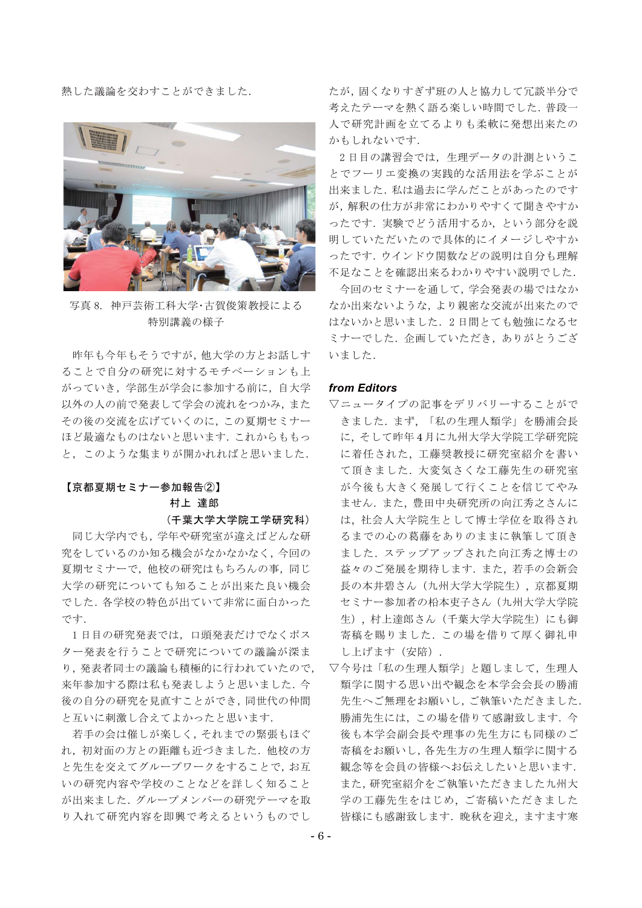熱した議論を交わすことができました．

写真 8．神戸芸術工科大学･古賀俊策教授による特別講義の様子

昨年も今年もそうですが，他大学の方とお話しすることで自分の研究に対するモチベーションも上がっていき，学部生が学会に参加する前に，自大学以外の人の前で発表して学会の流れをつかみ，またその後の交流を広げていくのに，この夏期セミナーほど最適なものはないと思います．これからももっと，このような集まりが開かれればと思いました．

### 【京都夏期セミナー参加報告②】

村上 達郎

（千葉大学大学院工学研究科）

同じ大学内でも，学年や研究室が違えばどんな研究をしているのか知る機会がなかなかなく，今回の夏期セミナーで，他校の研究はもちろんの事，同じ大学の研究についても知ることが出来た良い機会でした．各学校の特色が出ていて非常に面白かったです．

1 日目の研究発表では，口頭発表だけでなくポスター発表を行うことで研究についての議論が深まり，発表者同士の議論も積極的に行われていたので，来年参加する際は私も発表しようと思いました．今後の自分の研究を見直すことができ，同世代の仲間と互いに刺激し合えてよかったと思います．

若手の会は催しが楽しく，それまでの緊張もほぐれ，初対面の方との距離も近づきました．他校の方と先生を交えてグループワークをすることで，お互いの研究内容や学校のことなどを詳しく知ることが出来ました．グループメンバーの研究テーマを取り入れて研究内容を即興で考えるというものでしたが，固くなりすぎず班の人と協力して冗談半分で考えたテーマを熱く語る楽しい時間でした．普段一人で研究計画を立てるよりも柔軟に発想出来たのかもしれないです．

2 日目の講習会では，生理データの計測ということでフーリエ変換の実践的な活用法を学ぶことが出来ました．私は過去に学んだことがあったのですが，解釈の仕方が非常にわかりやすくて聞きやすかったです．実験でどう活用するか，という部分を説明していただいたので具体的にイメージしやすかったです．ウインドウ関数などの説明は自分も理解不足なことを確認出来るわかりやすい説明でした．

今回のセミナーを通して，学会発表の場ではなかなか出来ないような，より親密な交流が出来たのではないかと思いました．2 日間とても勉強になるセミナーでした．企画していただき，ありがとうございました．

### *from Editors*

▽ニュータイプの記事をデリバリーすることができました．まず，「私の生理人類学」を勝浦会長に，そして昨年 4 月に九州大学大学院工学研究院に着任された，工藤奨教授に研究室紹介を書いて頂きました．大変気さくな工藤先生の研究室が今後も大きく発展して行くことを信じてやみません．また，豊田中央研究所の向江秀之さんには，社会人大学院生として博士学位を取得されるまでの心の葛藤をありのままに執筆して頂きました．ステップアップされた向江秀之博士の益々のご発展を期待します．また，若手の会新会長の本井碧さん（九州大学大学院生），京都夏期セミナー参加者の柗本吏子さん（九州大学大学院生），村上達郎さん（千葉大学大学院生）にも御寄稿を賜りました．この場を借りて厚く御礼申し上げます（安陪）．

▽今号は「私の生理人類学」と題しまして，生理人類学に関する思い出や観念を本学会会長の勝浦先生へご無理をお願いし，ご執筆いただきました．勝浦先生には，この場を借りて感謝致します．今後も本学会副会長や理事の先生方にも同様のご寄稿をお願いし，各先生方の生理人類学に関する観念等を会員の皆様へお伝えしたいと思います．また，研究室紹介をご執筆いただきました九州大学の工藤先生をはじめ，ご寄稿いただきました皆様にも感謝致します．晩秋を迎え，ますます寒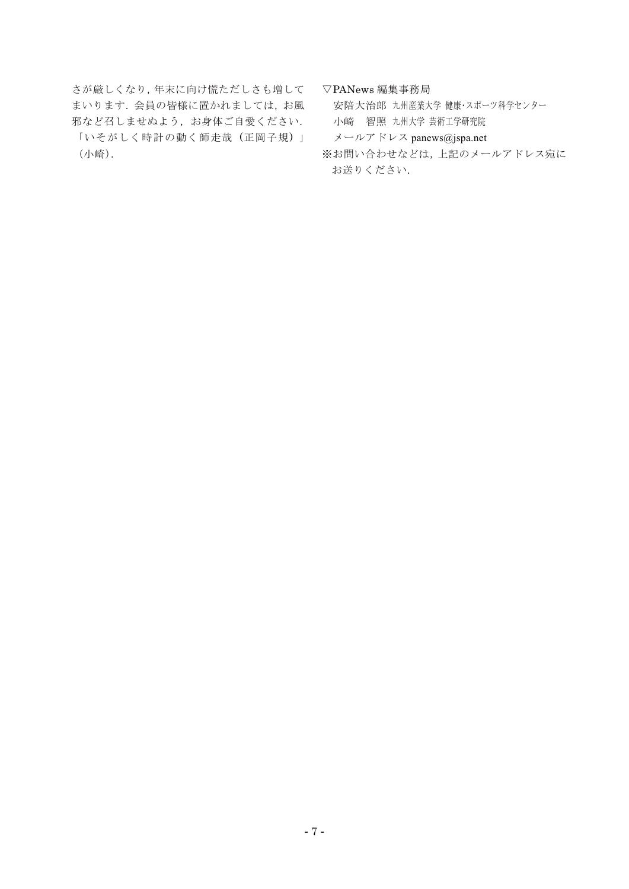さが厳しくなり，年末に向け慌ただしさも増してまいります．会員の皆様に置かれましては，お風邪など召しませぬよう，お身体ご自愛ください．「いそがしく時計の動く師走哉（正岡子規）」（小崎）．

▽PANews 編集事務局

安陪大治郎 九州産業大学 健康･スポーツ科学センター

小崎　智照 九州大学 芸術工学研究院

メールアドレス panews@jspa.net

※お問い合わせなどは，上記のメールアドレス宛にお送りください．